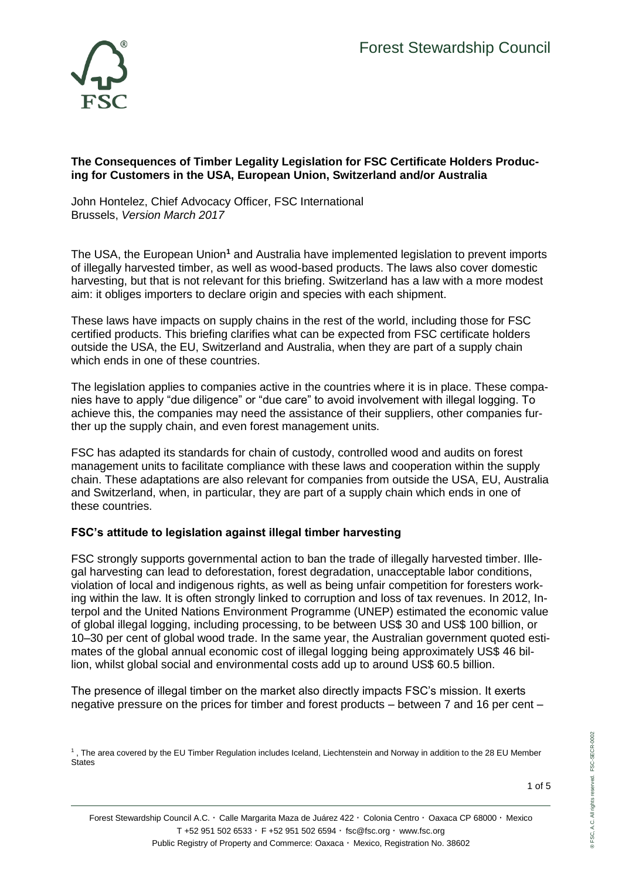Forest Stewardship Council

**The Consequences of Timber Legality Legislation for FSC Certificate Holders Producing for Customers in the USA, European Union, Switzerland and/or Australia**

John Hontelez, Chief Advocacy Officer, FSC International
Brussels, *Version March 2017*

The USA, the European Union[1] and Australia have implemented legislation to prevent imports of illegally harvested timber, as well as wood-based products. The laws also cover domestic harvesting, but that is not relevant for this briefing. Switzerland has a law with a more modest aim: it obliges importers to declare origin and species with each shipment.

These laws have impacts on supply chains in the rest of the world, including those for FSC certified products. This briefing clarifies what can be expected from FSC certificate holders outside the USA, the EU, Switzerland and Australia, when they are part of a supply chain which ends in one of these countries.

The legislation applies to companies active in the countries where it is in place. These companies have to apply "due diligence" or "due care" to avoid involvement with illegal logging. To achieve this, the companies may need the assistance of their suppliers, other companies further up the supply chain, and even forest management units.

FSC has adapted its standards for chain of custody, controlled wood and audits on forest management units to facilitate compliance with these laws and cooperation within the supply chain. These adaptations are also relevant for companies from outside the USA, EU, Australia and Switzerland, when, in particular, they are part of a supply chain which ends in one of these countries.

## FSC's attitude to legislation against illegal timber harvesting

FSC strongly supports governmental action to ban the trade of illegally harvested timber. Illegal harvesting can lead to deforestation, forest degradation, unacceptable labor conditions, violation of local and indigenous rights, as well as being unfair competition for foresters working within the law. It is often strongly linked to corruption and loss of tax revenues. In 2012, Interpol and the United Nations Environment Programme (UNEP) estimated the economic value of global illegal logging, including processing, to be between US$ 30 and US$ 100 billion, or 10–30 per cent of global wood trade. In the same year, the Australian government quoted estimates of the global annual economic cost of illegal logging being approximately US$ 46 billion, whilst global social and environmental costs add up to around US$ 60.5 billion.

The presence of illegal timber on the market also directly impacts FSC's mission. It exerts negative pressure on the prices for timber and forest products – between 7 and 16 per cent –

[1], The area covered by the EU Timber Regulation includes Iceland, Liechtenstein and Norway in addition to the 28 EU Member States

Forest Stewardship Council A.C. · Calle Margarita Maza de Juárez 422 · Colonia Centro · Oaxaca CP 68000 · Mexico
T +52 951 502 6533 · F +52 951 502 6594 · fsc@fsc.org · www.fsc.org
Public Registry of Property and Commerce: Oaxaca · Mexico, Registration No. 38602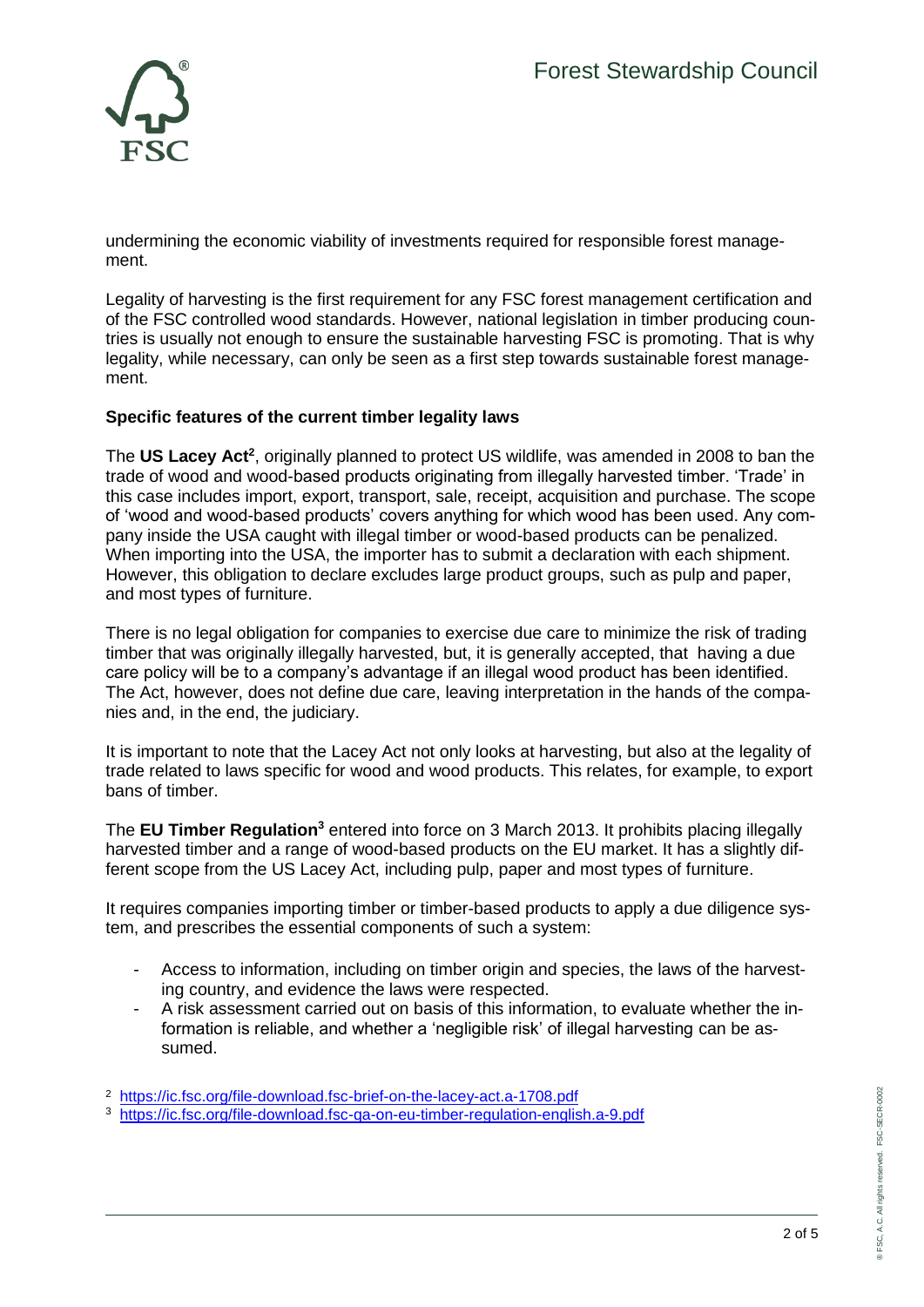undermining the economic viability of investments required for responsible forest management.

Legality of harvesting is the first requirement for any FSC forest management certification and of the FSC controlled wood standards. However, national legislation in timber producing countries is usually not enough to ensure the sustainable harvesting FSC is promoting. That is why legality, while necessary, can only be seen as a first step towards sustainable forest management.

**Specific features of the current timber legality laws**

The **US Lacey Act**[2], originally planned to protect US wildlife, was amended in 2008 to ban the trade of wood and wood-based products originating from illegally harvested timber. 'Trade' in this case includes import, export, transport, sale, receipt, acquisition and purchase. The scope of 'wood and wood-based products' covers anything for which wood has been used. Any company inside the USA caught with illegal timber or wood-based products can be penalized. When importing into the USA, the importer has to submit a declaration with each shipment. However, this obligation to declare excludes large product groups, such as pulp and paper, and most types of furniture.

There is no legal obligation for companies to exercise due care to minimize the risk of trading timber that was originally illegally harvested, but, it is generally accepted, that having a due care policy will be to a company's advantage if an illegal wood product has been identified. The Act, however, does not define due care, leaving interpretation in the hands of the companies and, in the end, the judiciary.

It is important to note that the Lacey Act not only looks at harvesting, but also at the legality of trade related to laws specific for wood and wood products. This relates, for example, to export bans of timber.

The **EU Timber Regulation**[3] entered into force on 3 March 2013. It prohibits placing illegally harvested timber and a range of wood-based products on the EU market. It has a slightly different scope from the US Lacey Act, including pulp, paper and most types of furniture.

It requires companies importing timber or timber-based products to apply a due diligence system, and prescribes the essential components of such a system:

- Access to information, including on timber origin and species, the laws of the harvesting country, and evidence the laws were respected.
- A risk assessment carried out on basis of this information, to evaluate whether the information is reliable, and whether a 'negligible risk' of illegal harvesting can be assumed.

[2] https://ic.fsc.org/file-download.fsc-brief-on-the-lacey-act.a-1708.pdf

[3] https://ic.fsc.org/file-download.fsc-qa-on-eu-timber-regulation-english.a-9.pdf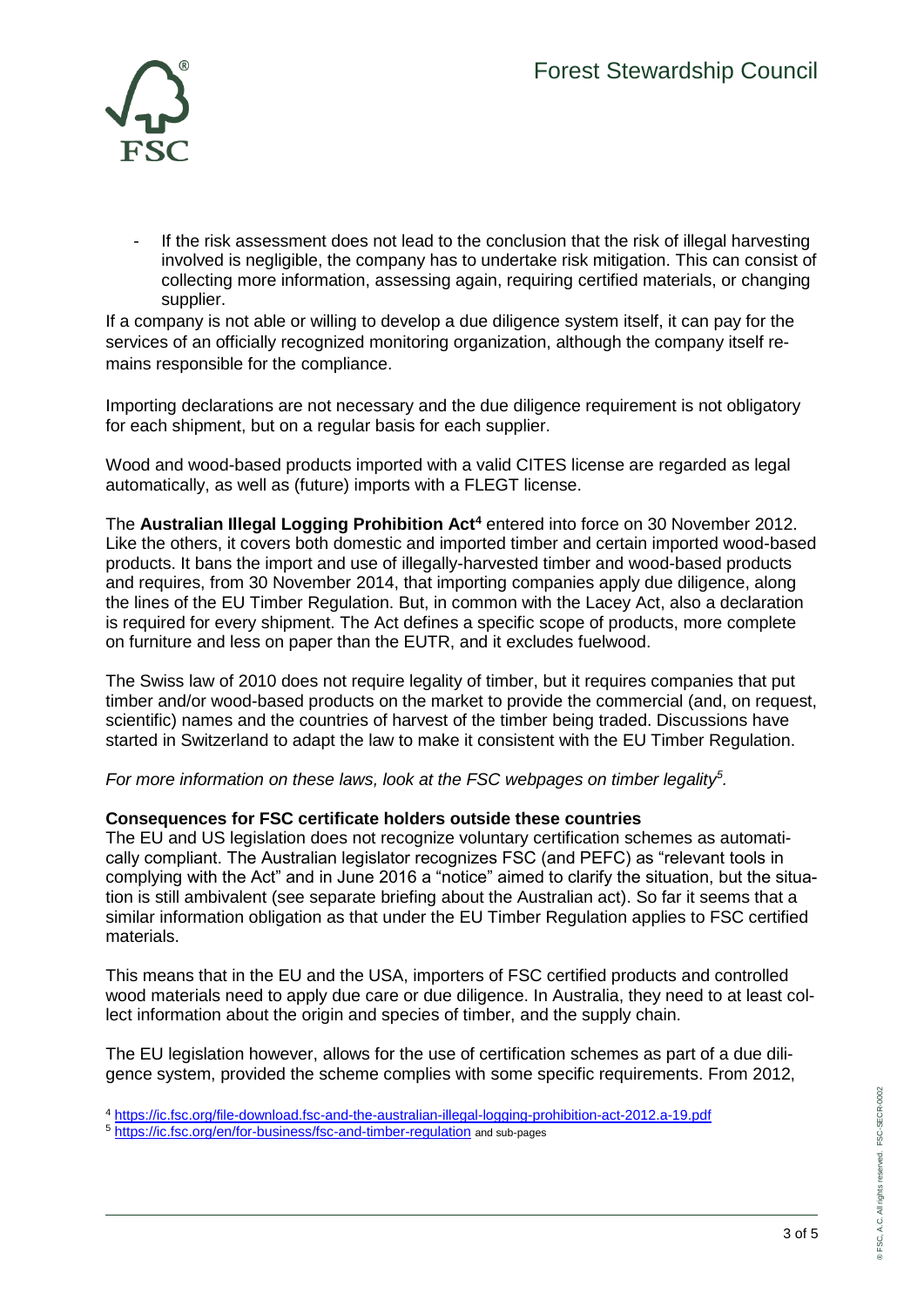- If the risk assessment does not lead to the conclusion that the risk of illegal harvesting involved is negligible, the company has to undertake risk mitigation. This can consist of collecting more information, assessing again, requiring certified materials, or changing supplier.

If a company is not able or willing to develop a due diligence system itself, it can pay for the services of an officially recognized monitoring organization, although the company itself remains responsible for the compliance.

Importing declarations are not necessary and the due diligence requirement is not obligatory for each shipment, but on a regular basis for each supplier.

Wood and wood-based products imported with a valid CITES license are regarded as legal automatically, as well as (future) imports with a FLEGT license.

The **Australian Illegal Logging Prohibition Act**[4] entered into force on 30 November 2012. Like the others, it covers both domestic and imported timber and certain imported wood-based products. It bans the import and use of illegally-harvested timber and wood-based products and requires, from 30 November 2014, that importing companies apply due diligence, along the lines of the EU Timber Regulation. But, in common with the Lacey Act, also a declaration is required for every shipment. The Act defines a specific scope of products, more complete on furniture and less on paper than the EUTR, and it excludes fuelwood.

The Swiss law of 2010 does not require legality of timber, but it requires companies that put timber and/or wood-based products on the market to provide the commercial (and, on request, scientific) names and the countries of harvest of the timber being traded. Discussions have started in Switzerland to adapt the law to make it consistent with the EU Timber Regulation.

*For more information on these laws, look at the FSC webpages on timber legality*[5].

**Consequences for FSC certificate holders outside these countries**

The EU and US legislation does not recognize voluntary certification schemes as automatically compliant. The Australian legislator recognizes FSC (and PEFC) as "relevant tools in complying with the Act" and in June 2016 a "notice" aimed to clarify the situation, but the situation is still ambivalent (see separate briefing about the Australian act). So far it seems that a similar information obligation as that under the EU Timber Regulation applies to FSC certified materials.

This means that in the EU and the USA, importers of FSC certified products and controlled wood materials need to apply due care or due diligence. In Australia, they need to at least collect information about the origin and species of timber, and the supply chain.

The EU legislation however, allows for the use of certification schemes as part of a due diligence system, provided the scheme complies with some specific requirements. From 2012,

[4] https://ic.fsc.org/file-download.fsc-and-the-australian-illegal-logging-prohibition-act-2012.a-19.pdf

[5] https://ic.fsc.org/en/for-business/fsc-and-timber-regulation and sub-pages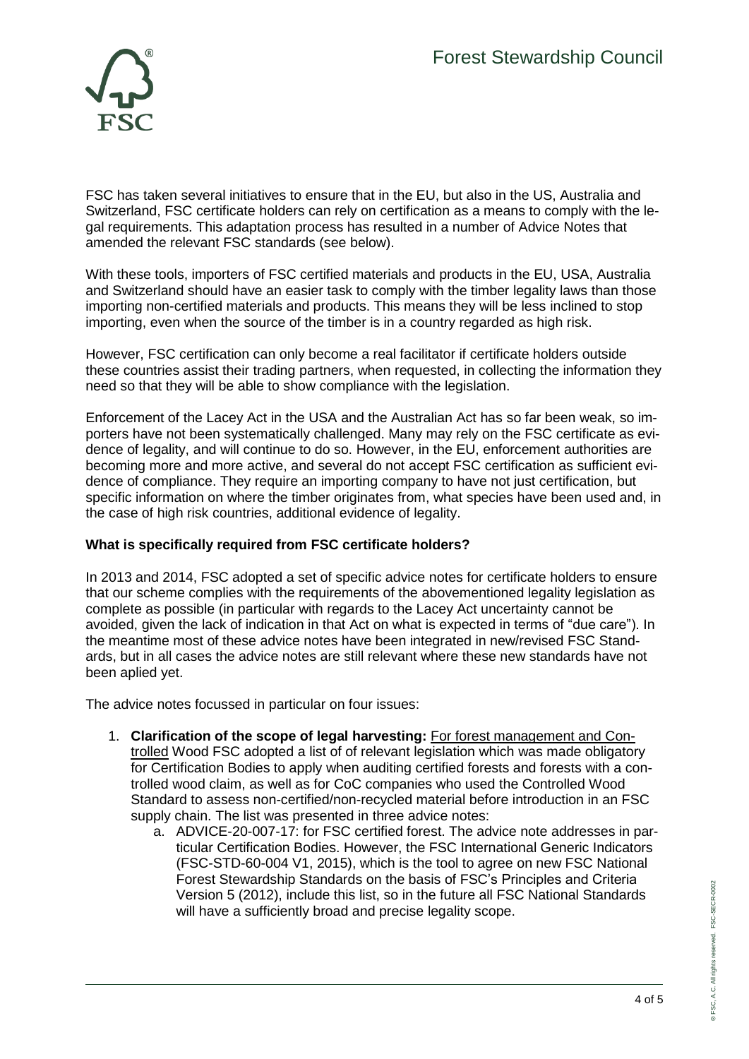FSC has taken several initiatives to ensure that in the EU, but also in the US, Australia and Switzerland, FSC certificate holders can rely on certification as a means to comply with the legal requirements. This adaptation process has resulted in a number of Advice Notes that amended the relevant FSC standards (see below).

With these tools, importers of FSC certified materials and products in the EU, USA, Australia and Switzerland should have an easier task to comply with the timber legality laws than those importing non-certified materials and products. This means they will be less inclined to stop importing, even when the source of the timber is in a country regarded as high risk.

However, FSC certification can only become a real facilitator if certificate holders outside these countries assist their trading partners, when requested, in collecting the information they need so that they will be able to show compliance with the legislation.

Enforcement of the Lacey Act in the USA and the Australian Act has so far been weak, so importers have not been systematically challenged. Many may rely on the FSC certificate as evidence of legality, and will continue to do so. However, in the EU, enforcement authorities are becoming more and more active, and several do not accept FSC certification as sufficient evidence of compliance. They require an importing company to have not just certification, but specific information on where the timber originates from, what species have been used and, in the case of high risk countries, additional evidence of legality.

**What is specifically required from FSC certificate holders?**

In 2013 and 2014, FSC adopted a set of specific advice notes for certificate holders to ensure that our scheme complies with the requirements of the abovementioned legality legislation as complete as possible (in particular with regards to the Lacey Act uncertainty cannot be avoided, given the lack of indication in that Act on what is expected in terms of "due care"). In the meantime most of these advice notes have been integrated in new/revised FSC Standards, but in all cases the advice notes are still relevant where these new standards have not been aplied yet.

The advice notes focussed in particular on four issues:

1. **Clarification of the scope of legal harvesting:** For forest management and Controlled Wood FSC adopted a list of of relevant legislation which was made obligatory for Certification Bodies to apply when auditing certified forests and forests with a controlled wood claim, as well as for CoC companies who used the Controlled Wood Standard to assess non-certified/non-recycled material before introduction in an FSC supply chain. The list was presented in three advice notes:
   a. ADVICE-20-007-17: for FSC certified forest. The advice note addresses in particular Certification Bodies. However, the FSC International Generic Indicators (FSC-STD-60-004 V1, 2015), which is the tool to agree on new FSC National Forest Stewardship Standards on the basis of FSC's Principles and Criteria Version 5 (2012), include this list, so in the future all FSC National Standards will have a sufficiently broad and precise legality scope.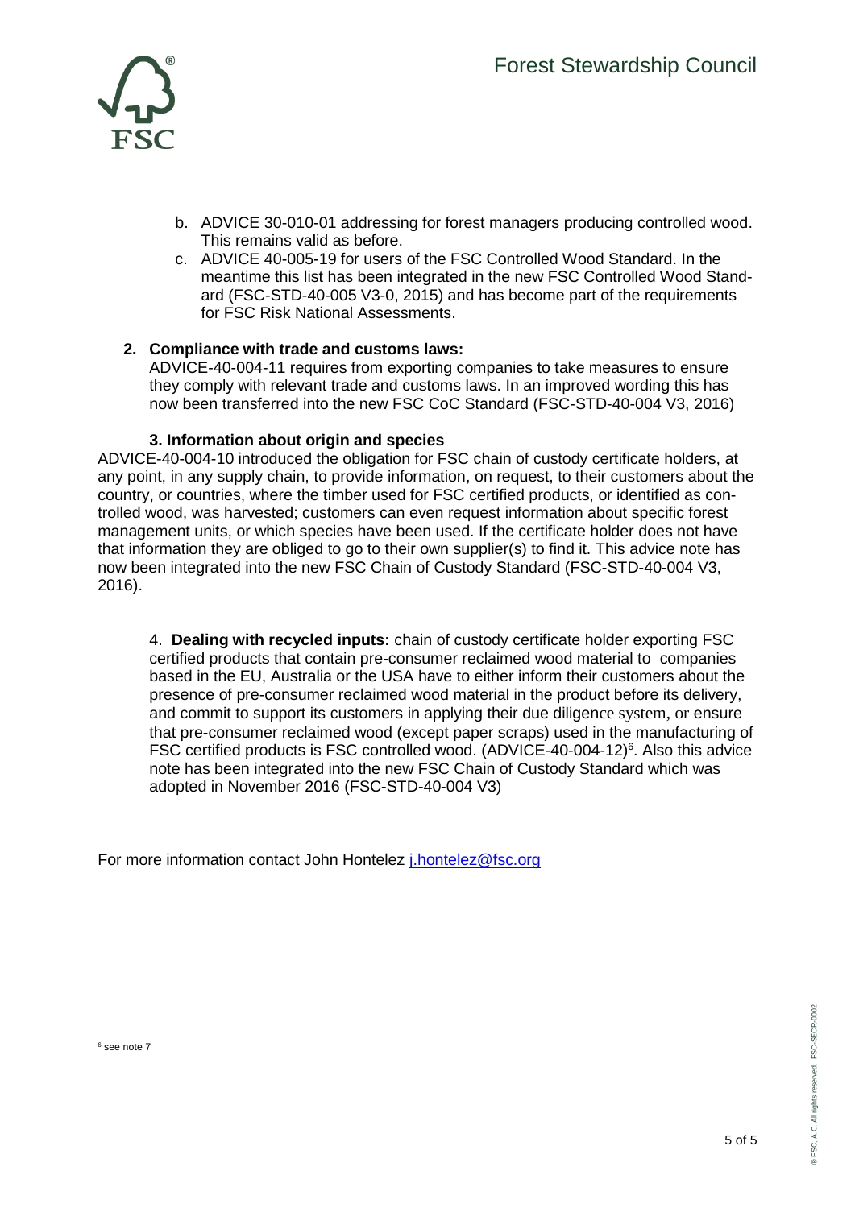b. ADVICE 30-010-01 addressing for forest managers producing controlled wood. This remains valid as before.
c. ADVICE 40-005-19 for users of the FSC Controlled Wood Standard. In the meantime this list has been integrated in the new FSC Controlled Wood Standard (FSC-STD-40-005 V3-0, 2015) and has become part of the requirements for FSC Risk National Assessments.

**2. Compliance with trade and customs laws:**

ADVICE-40-004-11 requires from exporting companies to take measures to ensure they comply with relevant trade and customs laws. In an improved wording this has now been transferred into the new FSC CoC Standard (FSC-STD-40-004 V3, 2016)

**3. Information about origin and species**

ADVICE-40-004-10 introduced the obligation for FSC chain of custody certificate holders, at any point, in any supply chain, to provide information, on request, to their customers about the country, or countries, where the timber used for FSC certified products, or identified as controlled wood, was harvested; customers can even request information about specific forest management units, or which species have been used. If the certificate holder does not have that information they are obliged to go to their own supplier(s) to find it. This advice note has now been integrated into the new FSC Chain of Custody Standard (FSC-STD-40-004 V3, 2016).

4. **Dealing with recycled inputs:** chain of custody certificate holder exporting FSC certified products that contain pre-consumer reclaimed wood material to companies based in the EU, Australia or the USA have to either inform their customers about the presence of pre-consumer reclaimed wood material in the product before its delivery, and commit to support its customers in applying their due diligence system, or ensure that pre-consumer reclaimed wood (except paper scraps) used in the manufacturing of FSC certified products is FSC controlled wood. (ADVICE-40-004-12)[6]. Also this advice note has been integrated into the new FSC Chain of Custody Standard which was adopted in November 2016 (FSC-STD-40-004 V3)

For more information contact John Hontelez j.hontelez@fsc.org

[6] see note 7